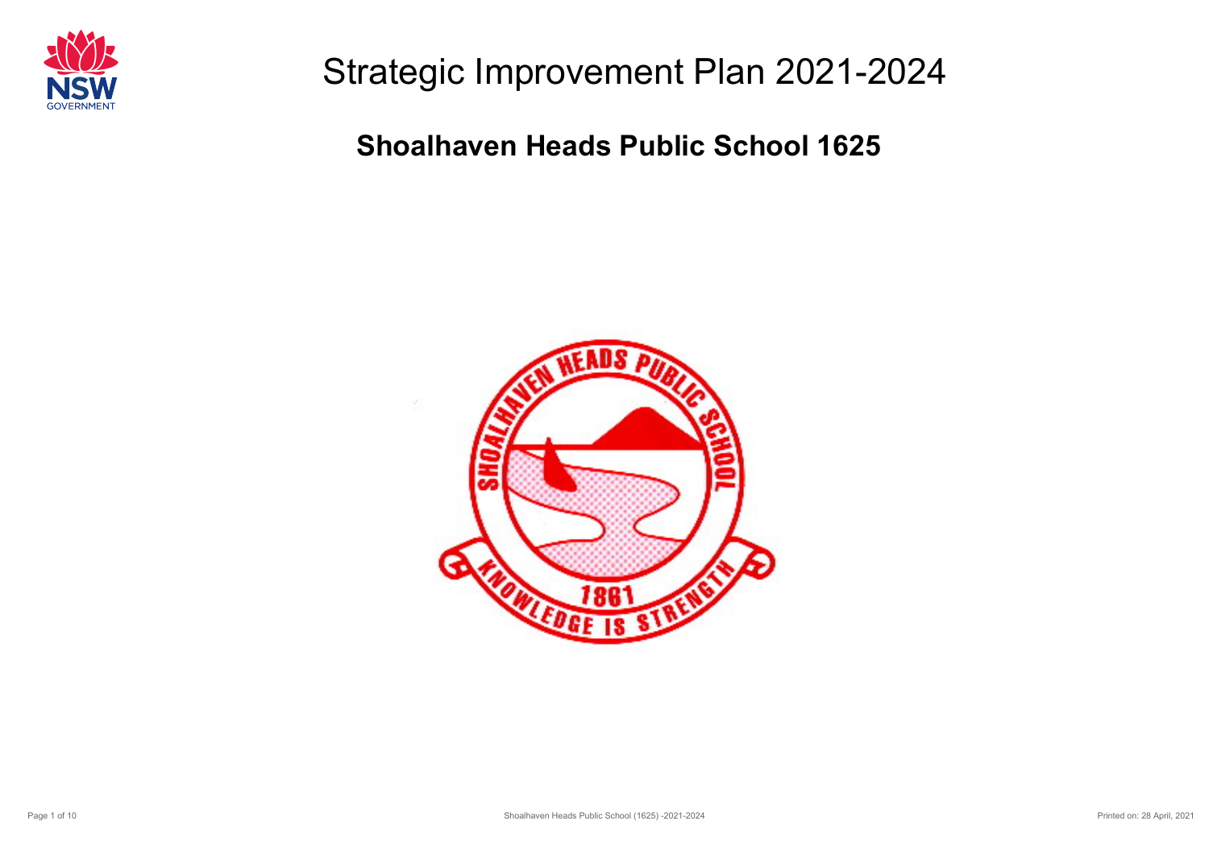# Strategic Improvement Plan 2021-2024

## Shoalhaven Heads Public School 1625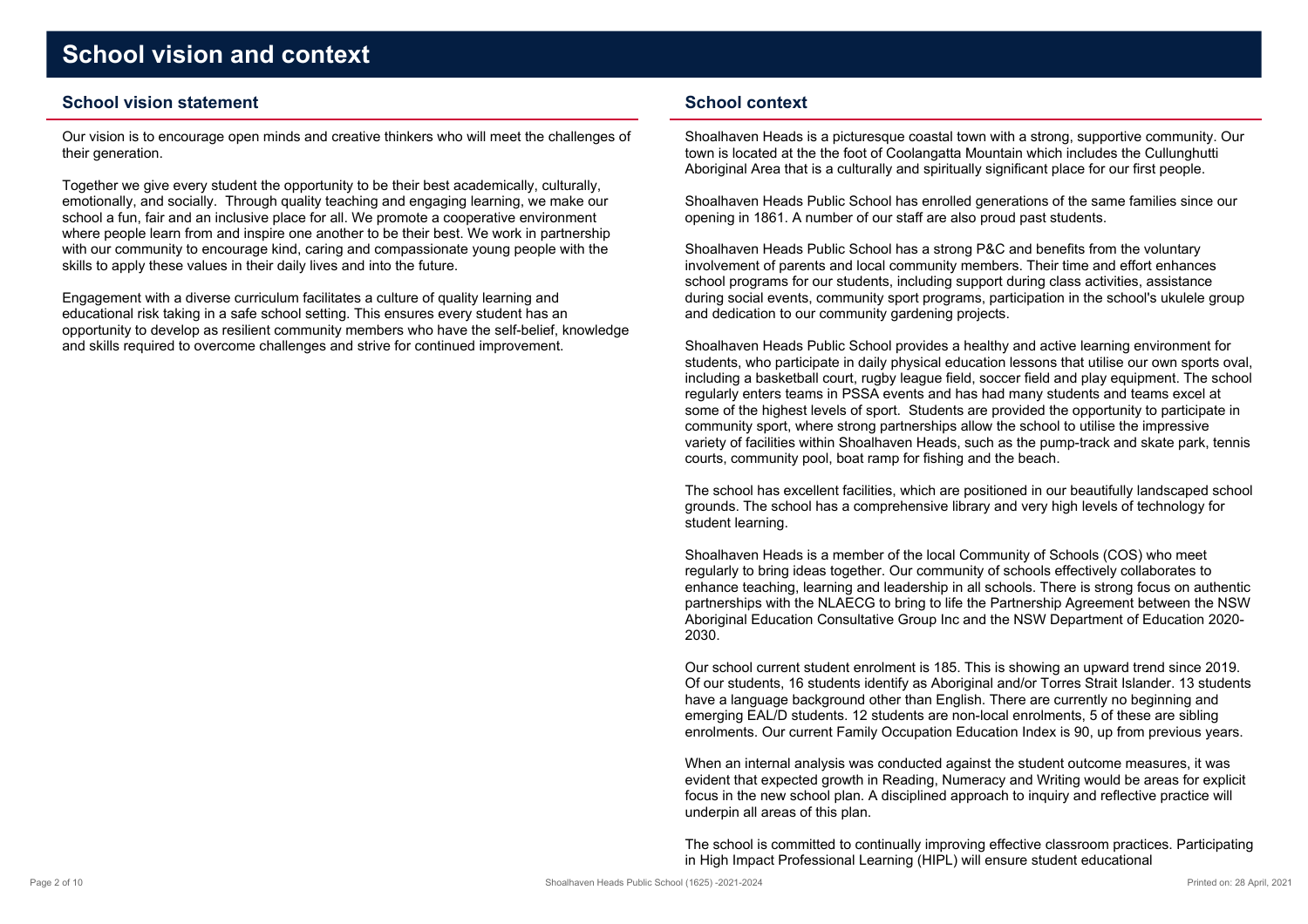# School vision and context

## School vision statement

Our vision is to encourage open minds and creative thinkers who will meet the challenges of their generation.

Together we give every student the opportunity to be their best academically, culturally, emotionally, and socially. Through quality teaching and engaging learning, we make our school a fun, fair and an inclusive place for all. We promote a cooperative environment where people learn from and inspire one another to be their best. We work in partnership with our community to encourage kind, caring and compassionate young people with the skills to apply these values in their daily lives and into the future.

Engagement with a diverse curriculum facilitates a culture of quality learning and educational risk taking in a safe school setting. This ensures every student has an opportunity to develop as resilient community members who have the self-belief, knowledge and skills required to overcome challenges and strive for continued improvement.

## School context

Shoalhaven Heads is a picturesque coastal town with a strong, supportive community. Our town is located at the the foot of Coolangatta Mountain which includes the Cullunghutti Aboriginal Area that is a culturally and spiritually significant place for our first people.

Shoalhaven Heads Public School has enrolled generations of the same families since our opening in 1861. A number of our staff are also proud past students.

Shoalhaven Heads Public School has a strong P&C and benefits from the voluntary involvement of parents and local community members. Their time and effort enhances school programs for our students, including support during class activities, assistance during social events, community sport programs, participation in the school's ukulele group and dedication to our community gardening projects.

Shoalhaven Heads Public School provides a healthy and active learning environment for students, who participate in daily physical education lessons that utilise our own sports oval, including a basketball court, rugby league field, soccer field and play equipment. The school regularly enters teams in PSSA events and has had many students and teams excel at some of the highest levels of sport. Students are provided the opportunity to participate in community sport, where strong partnerships allow the school to utilise the impressive variety of facilities within Shoalhaven Heads, such as the pump-track and skate park, tennis courts, community pool, boat ramp for fishing and the beach.

The school has excellent facilities, which are positioned in our beautifully landscaped school grounds. The school has a comprehensive library and very high levels of technology for student learning.

Shoalhaven Heads is a member of the local Community of Schools (COS) who meet regularly to bring ideas together. Our community of schools effectively collaborates to enhance teaching, learning and leadership in all schools. There is strong focus on authentic partnerships with the NLAECG to bring to life the Partnership Agreement between the NSW Aboriginal Education Consultative Group Inc and the NSW Department of Education 2020-2030.

Our school current student enrolment is 185. This is showing an upward trend since 2019. Of our students, 16 students identify as Aboriginal and/or Torres Strait Islander. 13 students have a language background other than English. There are currently no beginning and emerging EAL/D students. 12 students are non-local enrolments, 5 of these are sibling enrolments. Our current Family Occupation Education Index is 90, up from previous years.

When an internal analysis was conducted against the student outcome measures, it was evident that expected growth in Reading, Numeracy and Writing would be areas for explicit focus in the new school plan. A disciplined approach to inquiry and reflective practice will underpin all areas of this plan.

The school is committed to continually improving effective classroom practices. Participating in High Impact Professional Learning (HIPL) will ensure student educational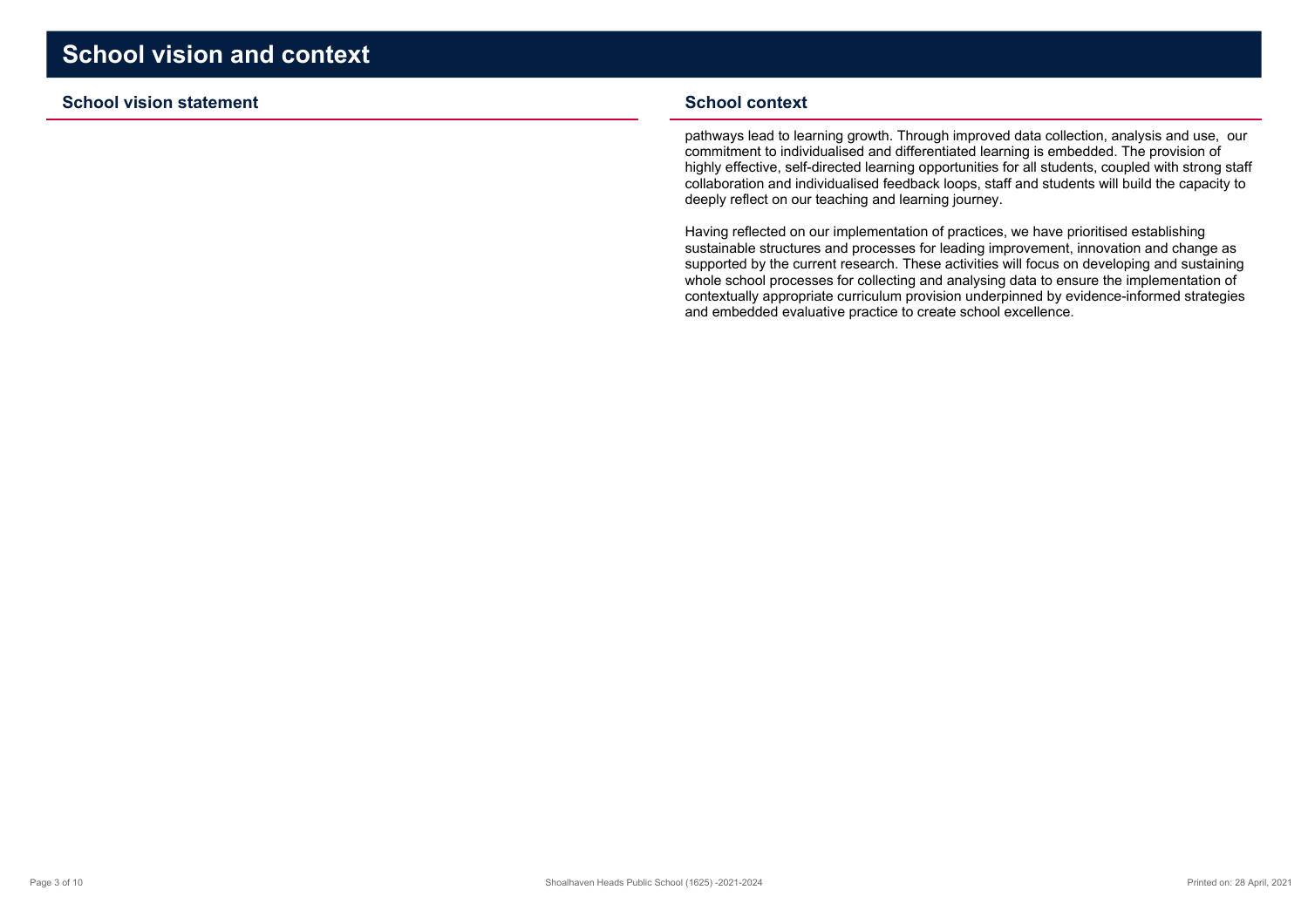# School vision and context

## School vision statement

## School context

pathways lead to learning growth. Through improved data collection, analysis and use, our commitment to individualised and differentiated learning is embedded. The provision of highly effective, self-directed learning opportunities for all students, coupled with strong staff collaboration and individualised feedback loops, staff and students will build the capacity to deeply reflect on our teaching and learning journey.

Having reflected on our implementation of practices, we have prioritised establishing sustainable structures and processes for leading improvement, innovation and change as supported by the current research. These activities will focus on developing and sustaining whole school processes for collecting and analysing data to ensure the implementation of contextually appropriate curriculum provision underpinned by evidence-informed strategies and embedded evaluative practice to create school excellence.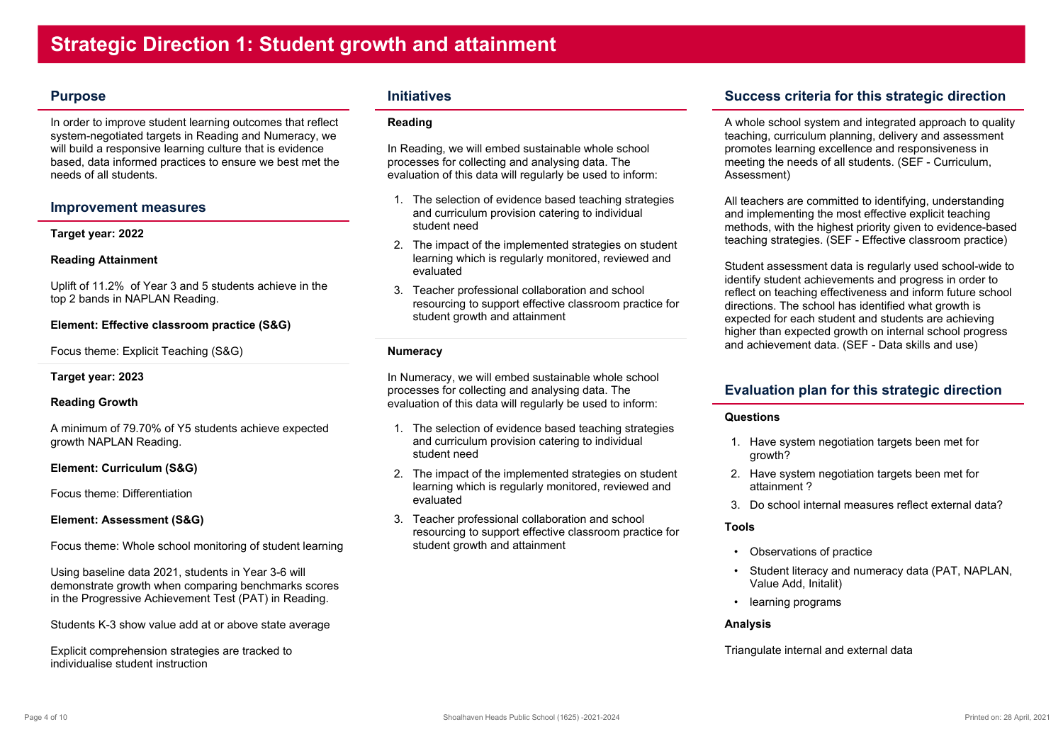# Strategic Direction 1: Student growth and attainment

## Purpose

In order to improve student learning outcomes that reflect system-negotiated targets in Reading and Numeracy, we will build a responsive learning culture that is evidence based, data informed practices to ensure we best met the needs of all students.

## Improvement measures

**Target year: 2022**

**Reading Attainment**

Uplift of 11.2% of Year 3 and 5 students achieve in the top 2 bands in NAPLAN Reading.

**Element: Effective classroom practice (S&G)**

Focus theme: Explicit Teaching (S&G)

**Target year: 2023**

**Reading Growth**

A minimum of 79.70% of Y5 students achieve expected growth NAPLAN Reading.

**Element: Curriculum (S&G)**

Focus theme: Differentiation

**Element: Assessment (S&G)**

Focus theme: Whole school monitoring of student learning

Using baseline data 2021, students in Year 3-6 will demonstrate growth when comparing benchmarks scores in the Progressive Achievement Test (PAT) in Reading.

Students K-3 show value add at or above state average

Explicit comprehension strategies are tracked to individualise student instruction

## Initiatives

**Reading**

In Reading, we will embed sustainable whole school processes for collecting and analysing data. The evaluation of this data will regularly be used to inform:

1. The selection of evidence based teaching strategies and curriculum provision catering to individual student need
2. The impact of the implemented strategies on student learning which is regularly monitored, reviewed and evaluated
3. Teacher professional collaboration and school resourcing to support effective classroom practice for student growth and attainment

**Numeracy**

In Numeracy, we will embed sustainable whole school processes for collecting and analysing data. The evaluation of this data will regularly be used to inform:

1. The selection of evidence based teaching strategies and curriculum provision catering to individual student need
2. The impact of the implemented strategies on student learning which is regularly monitored, reviewed and evaluated
3. Teacher professional collaboration and school resourcing to support effective classroom practice for student growth and attainment

## Success criteria for this strategic direction

A whole school system and integrated approach to quality teaching, curriculum planning, delivery and assessment promotes learning excellence and responsiveness in meeting the needs of all students. (SEF - Curriculum, Assessment)

All teachers are committed to identifying, understanding and implementing the most effective explicit teaching methods, with the highest priority given to evidence-based teaching strategies. (SEF - Effective classroom practice)

Student assessment data is regularly used school-wide to identify student achievements and progress in order to reflect on teaching effectiveness and inform future school directions. The school has identified what growth is expected for each student and students are achieving higher than expected growth on internal school progress and achievement data. (SEF - Data skills and use)

## Evaluation plan for this strategic direction

**Questions**

1. Have system negotiation targets been met for growth?
2. Have system negotiation targets been met for attainment ?
3. Do school internal measures reflect external data?

**Tools**

- Observations of practice
- Student literacy and numeracy data (PAT, NAPLAN, Value Add, Initalit)
- learning programs

**Analysis**

Triangulate internal and external data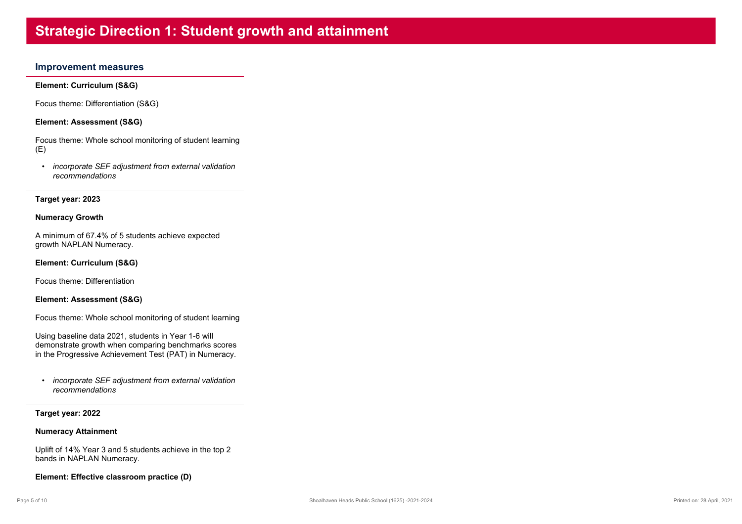# Strategic Direction 1: Student growth and attainment

## Improvement measures

**Element: Curriculum (S&G)**

Focus theme: Differentiation (S&G)

**Element: Assessment (S&G)**

Focus theme: Whole school monitoring of student learning (E)

- *incorporate SEF adjustment from external validation recommendations*

---

**Target year: 2023**

**Numeracy Growth**

A minimum of 67.4% of 5 students achieve expected growth NAPLAN Numeracy.

**Element: Curriculum (S&G)**

Focus theme: Differentiation

**Element: Assessment (S&G)**

Focus theme: Whole school monitoring of student learning

Using baseline data 2021, students in Year 1-6 will demonstrate growth when comparing benchmarks scores in the Progressive Achievement Test (PAT) in Numeracy.

- *incorporate SEF adjustment from external validation recommendations*

---

**Target year: 2022**

**Numeracy Attainment**

Uplift of 14% Year 3 and 5 students achieve in the top 2 bands in NAPLAN Numeracy.

**Element: Effective classroom practice (D)**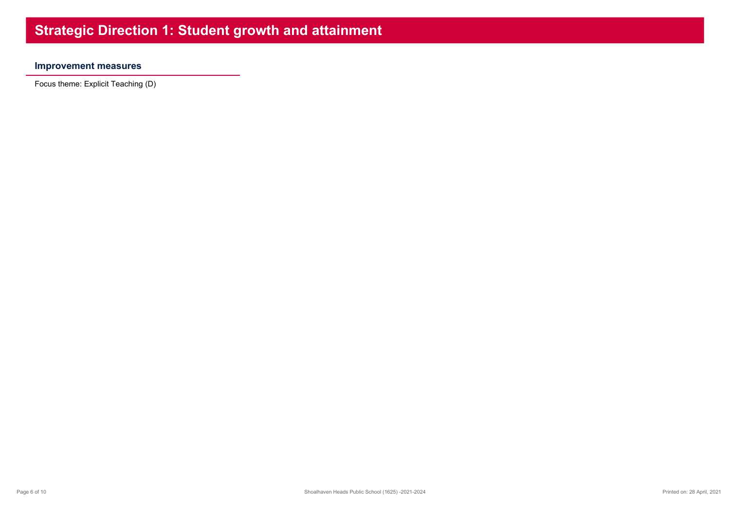# Strategic Direction 1: Student growth and attainment

## Improvement measures

Focus theme: Explicit Teaching (D)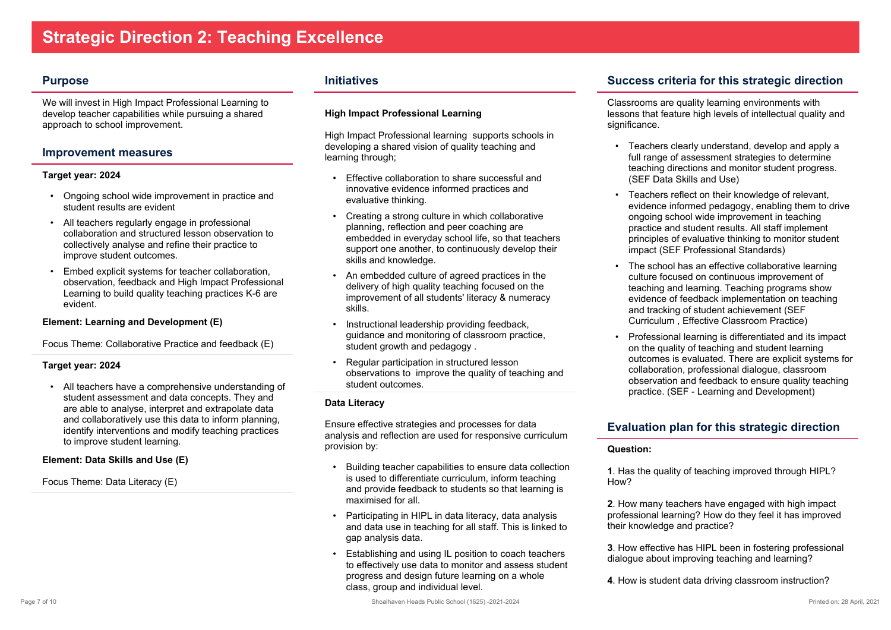# Strategic Direction 2: Teaching Excellence

## Purpose

We will invest in High Impact Professional Learning to develop teacher capabilities while pursuing a shared approach to school improvement.

## Improvement measures

**Target year: 2024**

- Ongoing school wide improvement in practice and student results are evident
- All teachers regularly engage in professional collaboration and structured lesson observation to collectively analyse and refine their practice to improve student outcomes.
- Embed explicit systems for teacher collaboration, observation, feedback and High Impact Professional Learning to build quality teaching practices K-6 are evident.

**Element: Learning and Development (E)**

Focus Theme: Collaborative Practice and feedback (E)

**Target year: 2024**

- All teachers have a comprehensive understanding of student assessment and data concepts. They and are able to analyse, interpret and extrapolate data and collaboratively use this data to inform planning, identify interventions and modify teaching practices to improve student learning.

**Element: Data Skills and Use (E)**

Focus Theme: Data Literacy (E)

## Initiatives

**High Impact Professional Learning**

High Impact Professional learning supports schools in developing a shared vision of quality teaching and learning through;

- Effective collaboration to share successful and innovative evidence informed practices and evaluative thinking.
- Creating a strong culture in which collaborative planning, reflection and peer coaching are embedded in everyday school life, so that teachers support one another, to continuously develop their skills and knowledge.
- An embedded culture of agreed practices in the delivery of high quality teaching focused on the improvement of all students' literacy & numeracy skills.
- Instructional leadership providing feedback, guidance and monitoring of classroom practice, student growth and pedagogy .
- Regular participation in structured lesson observations to improve the quality of teaching and student outcomes.

**Data Literacy**

Ensure effective strategies and processes for data analysis and reflection are used for responsive curriculum provision by:

- Building teacher capabilities to ensure data collection is used to differentiate curriculum, inform teaching and provide feedback to students so that learning is maximised for all.
- Participating in HIPL in data literacy, data analysis and data use in teaching for all staff. This is linked to gap analysis data.
- Establishing and using IL position to coach teachers to effectively use data to monitor and assess student progress and design future learning on a whole class, group and individual level.

## Success criteria for this strategic direction

Classrooms are quality learning environments with lessons that feature high levels of intellectual quality and significance.

- Teachers clearly understand, develop and apply a full range of assessment strategies to determine teaching directions and monitor student progress. (SEF Data Skills and Use)
- Teachers reflect on their knowledge of relevant, evidence informed pedagogy, enabling them to drive ongoing school wide improvement in teaching practice and student results. All staff implement principles of evaluative thinking to monitor student impact (SEF Professional Standards)
- The school has an effective collaborative learning culture focused on continuous improvement of teaching and learning. Teaching programs show evidence of feedback implementation on teaching and tracking of student achievement (SEF Curriculum , Effective Classroom Practice)
- Professional learning is differentiated and its impact on the quality of teaching and student learning outcomes is evaluated. There are explicit systems for collaboration, professional dialogue, classroom observation and feedback to ensure quality teaching practice. (SEF - Learning and Development)

## Evaluation plan for this strategic direction

**Question:**

**1**. Has the quality of teaching improved through HIPL? How?

**2**. How many teachers have engaged with high impact professional learning? How do they feel it has improved their knowledge and practice?

**3**. How effective has HIPL been in fostering professional dialogue about improving teaching and learning?

**4**. How is student data driving classroom instruction?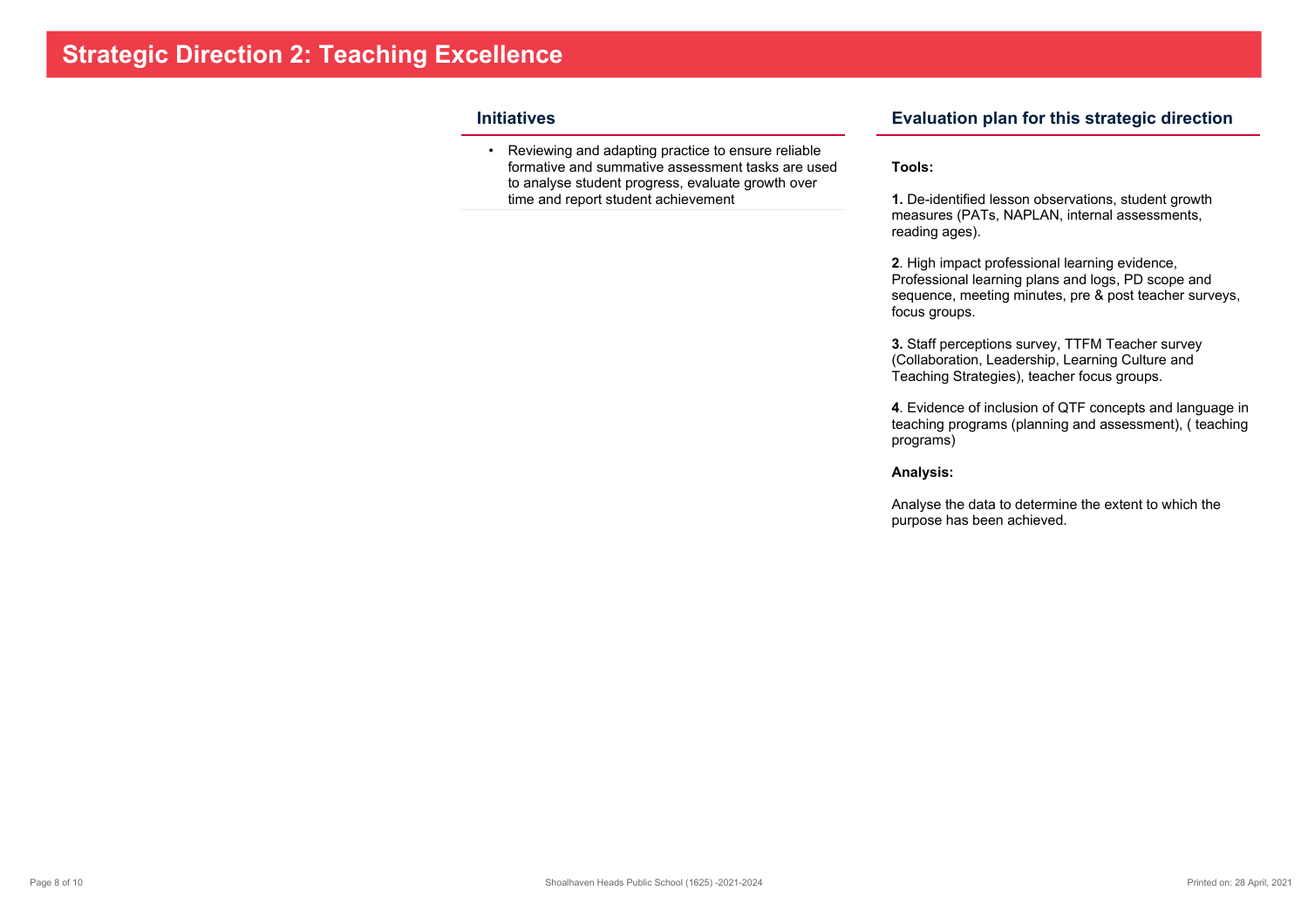# Strategic Direction 2: Teaching Excellence

## Initiatives

- Reviewing and adapting practice to ensure reliable formative and summative assessment tasks are used to analyse student progress, evaluate growth over time and report student achievement

## Evaluation plan for this strategic direction

**Tools:**

**1.** De-identified lesson observations, student growth measures (PATs, NAPLAN, internal assessments, reading ages).

**2**. High impact professional learning evidence, Professional learning plans and logs, PD scope and sequence, meeting minutes, pre & post teacher surveys, focus groups.

**3.** Staff perceptions survey, TTFM Teacher survey (Collaboration, Leadership, Learning Culture and Teaching Strategies), teacher focus groups.

**4**. Evidence of inclusion of QTF concepts and language in teaching programs (planning and assessment), ( teaching programs)

**Analysis:**

Analyse the data to determine the extent to which the purpose has been achieved.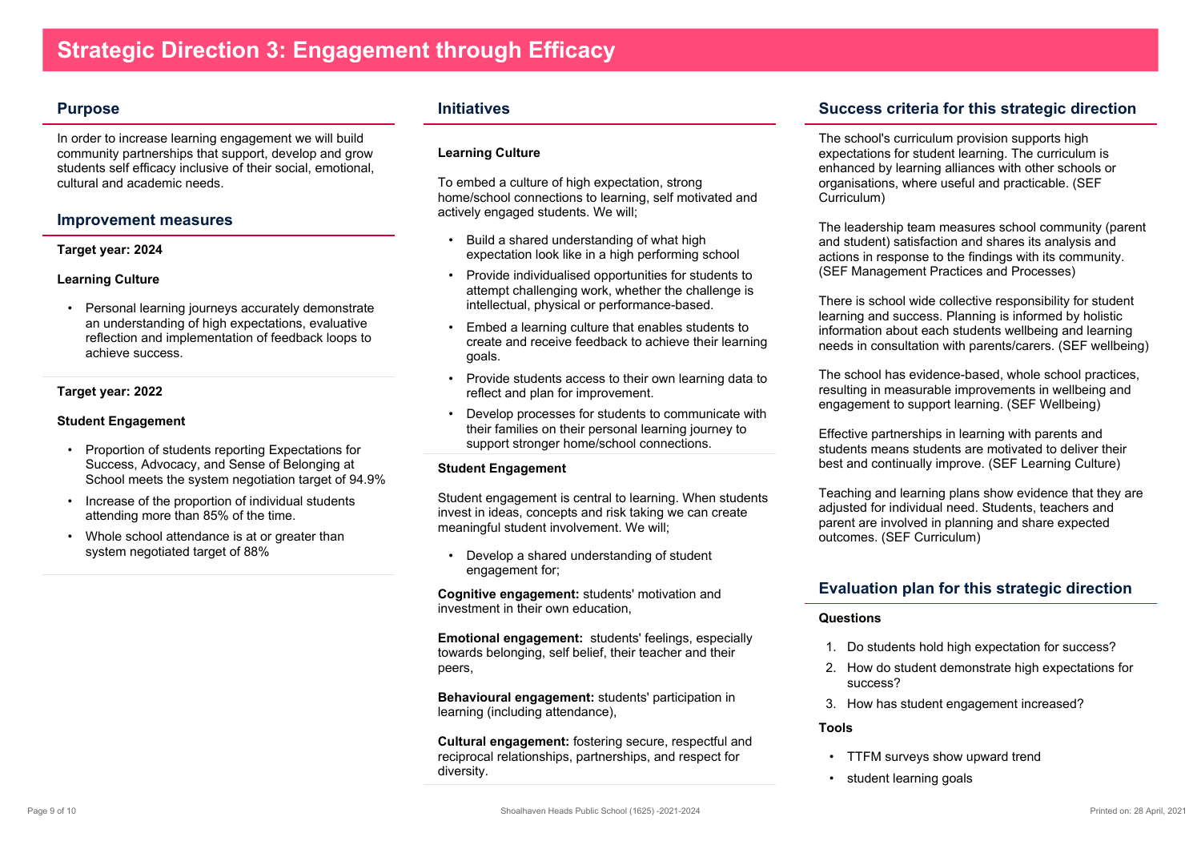# Strategic Direction 3: Engagement through Efficacy

## Purpose

In order to increase learning engagement we will build community partnerships that support, develop and grow students self efficacy inclusive of their social, emotional, cultural and academic needs.

## Improvement measures

**Target year: 2024**

**Learning Culture**

- Personal learning journeys accurately demonstrate an understanding of high expectations, evaluative reflection and implementation of feedback loops to achieve success.

**Target year: 2022**

**Student Engagement**

- Proportion of students reporting Expectations for Success, Advocacy, and Sense of Belonging at School meets the system negotiation target of 94.9%
- Increase of the proportion of individual students attending more than 85% of the time.
- Whole school attendance is at or greater than system negotiated target of 88%

## Initiatives

**Learning Culture**

To embed a culture of high expectation, strong home/school connections to learning, self motivated and actively engaged students. We will;

- Build a shared understanding of what high expectation look like in a high performing school
- Provide individualised opportunities for students to attempt challenging work, whether the challenge is intellectual, physical or performance-based.
- Embed a learning culture that enables students to create and receive feedback to achieve their learning goals.
- Provide students access to their own learning data to reflect and plan for improvement.
- Develop processes for students to communicate with their families on their personal learning journey to support stronger home/school connections.

**Student Engagement**

Student engagement is central to learning. When students invest in ideas, concepts and risk taking we can create meaningful student involvement. We will;

- Develop a shared understanding of student engagement for;

**Cognitive engagement:** students' motivation and investment in their own education,

**Emotional engagement:** students' feelings, especially towards belonging, self belief, their teacher and their peers,

**Behavioural engagement:** students' participation in learning (including attendance),

**Cultural engagement:** fostering secure, respectful and reciprocal relationships, partnerships, and respect for diversity.

## Success criteria for this strategic direction

The school's curriculum provision supports high expectations for student learning. The curriculum is enhanced by learning alliances with other schools or organisations, where useful and practicable. (SEF Curriculum)

The leadership team measures school community (parent and student) satisfaction and shares its analysis and actions in response to the findings with its community. (SEF Management Practices and Processes)

There is school wide collective responsibility for student learning and success. Planning is informed by holistic information about each students wellbeing and learning needs in consultation with parents/carers. (SEF wellbeing)

The school has evidence-based, whole school practices, resulting in measurable improvements in wellbeing and engagement to support learning. (SEF Wellbeing)

Effective partnerships in learning with parents and students means students are motivated to deliver their best and continually improve. (SEF Learning Culture)

Teaching and learning plans show evidence that they are adjusted for individual need. Students, teachers and parent are involved in planning and share expected outcomes. (SEF Curriculum)

## Evaluation plan for this strategic direction

**Questions**

1. Do students hold high expectation for success?
2. How do student demonstrate high expectations for success?
3. How has student engagement increased?

**Tools**

- TTFM surveys show upward trend
- student learning goals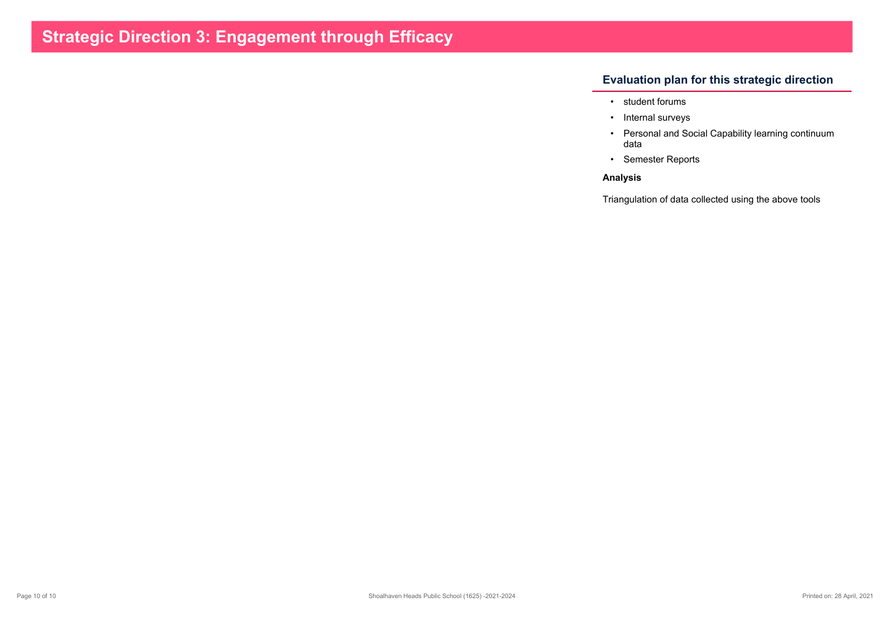# Strategic Direction 3: Engagement through Efficacy

## Evaluation plan for this strategic direction

- student forums
- Internal surveys
- Personal and Social Capability learning continuum data
- Semester Reports

**Analysis**

Triangulation of data collected using the above tools